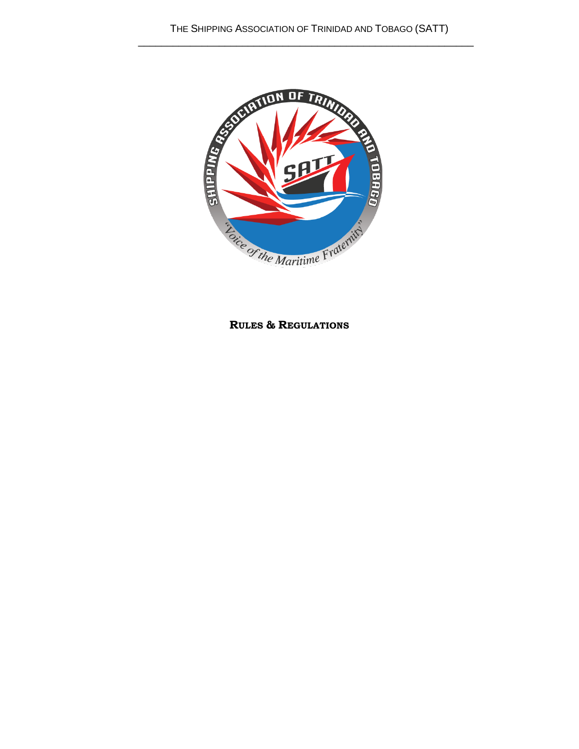THE SHIPPING ASSOCIATION OF TRINIDAD AND TOBAGO (SATT)

# RULES & REGULATIONS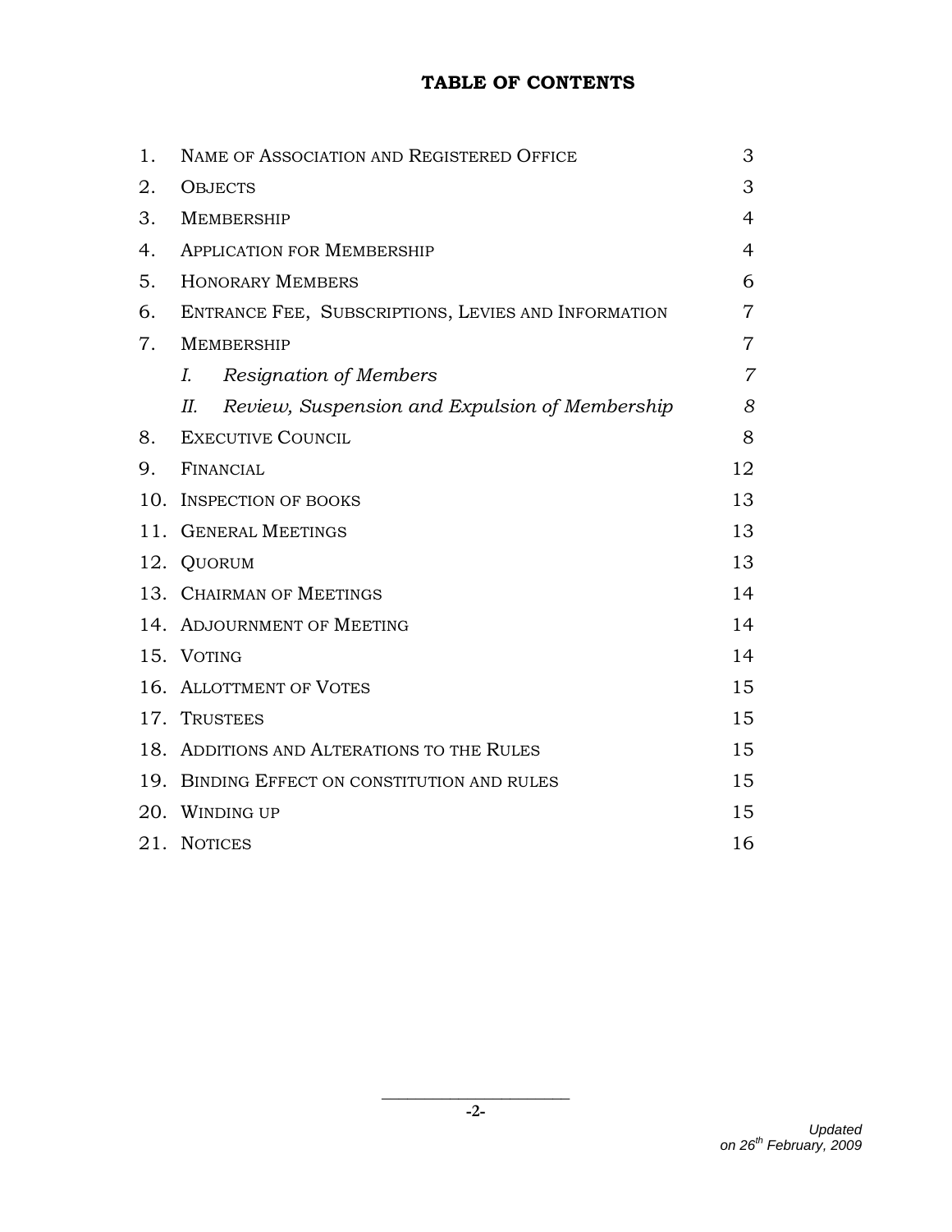# TABLE OF CONTENTS

| | | |
|---|---|---|
| 1. | Name of Association and Registered Office | 3 |
| 2. | Objects | 3 |
| 3. | Membership | 4 |
| 4. | Application for Membership | 4 |
| 5. | Honorary Members | 6 |
| 6. | Entrance Fee, Subscriptions, Levies and Information | 7 |
| 7. | Membership | 7 |
| | *I. Resignation of Members* | *7* |
| | *II. Review, Suspension and Expulsion of Membership* | *8* |
| 8. | Executive Council | 8 |
| 9. | Financial | 12 |
| 10. | Inspection of books | 13 |
| 11. | General Meetings | 13 |
| 12. | Quorum | 13 |
| 13. | Chairman of Meetings | 14 |
| 14. | Adjournment of Meeting | 14 |
| 15. | Voting | 14 |
| 16. | Allottment of Votes | 15 |
| 17. | Trustees | 15 |
| 18. | Additions and Alterations to the Rules | 15 |
| 19. | Binding Effect on constitution and rules | 15 |
| 20. | Winding up | 15 |
| 21. | Notices | 16 |

*Updated on 26th February, 2009*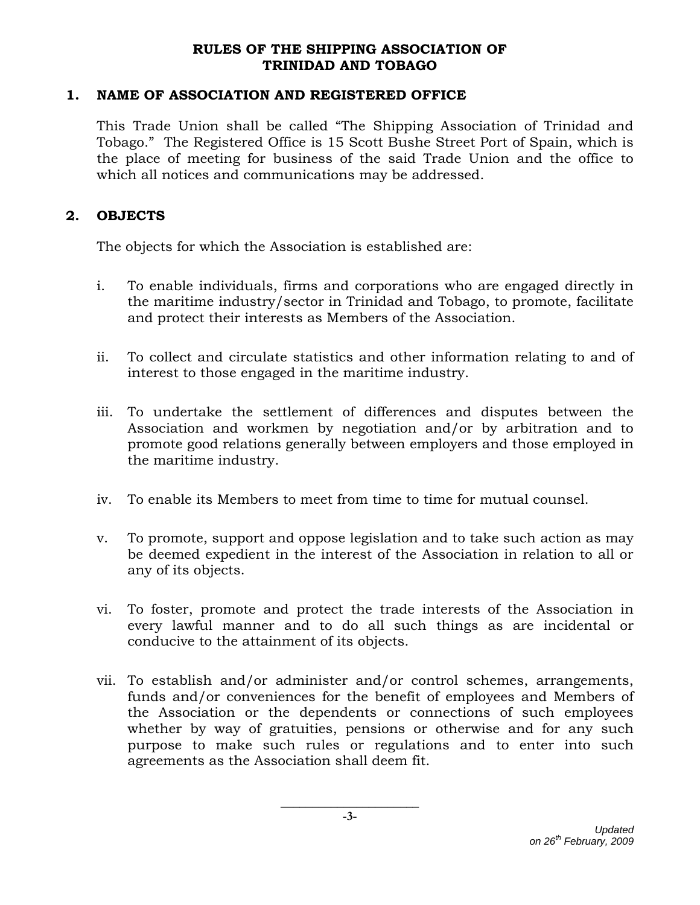# RULES OF THE SHIPPING ASSOCIATION OF TRINIDAD AND TOBAGO

## 1. NAME OF ASSOCIATION AND REGISTERED OFFICE

This Trade Union shall be called "The Shipping Association of Trinidad and Tobago." The Registered Office is 15 Scott Bushe Street Port of Spain, which is the place of meeting for business of the said Trade Union and the office to which all notices and communications may be addressed.

## 2. OBJECTS

The objects for which the Association is established are:

i. To enable individuals, firms and corporations who are engaged directly in the maritime industry/sector in Trinidad and Tobago, to promote, facilitate and protect their interests as Members of the Association.

ii. To collect and circulate statistics and other information relating to and of interest to those engaged in the maritime industry.

iii. To undertake the settlement of differences and disputes between the Association and workmen by negotiation and/or by arbitration and to promote good relations generally between employers and those employed in the maritime industry.

iv. To enable its Members to meet from time to time for mutual counsel.

v. To promote, support and oppose legislation and to take such action as may be deemed expedient in the interest of the Association in relation to all or any of its objects.

vi. To foster, promote and protect the trade interests of the Association in every lawful manner and to do all such things as are incidental or conducive to the attainment of its objects.

vii. To establish and/or administer and/or control schemes, arrangements, funds and/or conveniences for the benefit of employees and Members of the Association or the dependents or connections of such employees whether by way of gratuities, pensions or otherwise and for any such purpose to make such rules or regulations and to enter into such agreements as the Association shall deem fit.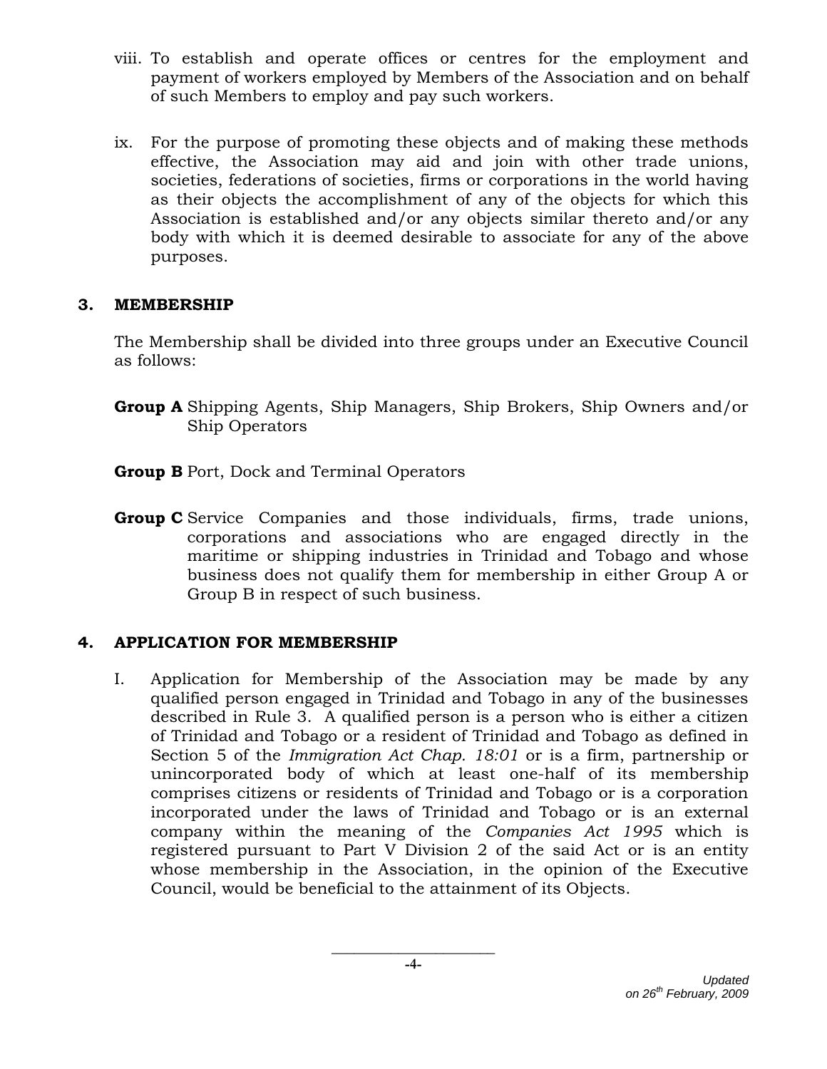viii. To establish and operate offices or centres for the employment and payment of workers employed by Members of the Association and on behalf of such Members to employ and pay such workers.

ix. For the purpose of promoting these objects and of making these methods effective, the Association may aid and join with other trade unions, societies, federations of societies, firms or corporations in the world having as their objects the accomplishment of any of the objects for which this Association is established and/or any objects similar thereto and/or any body with which it is deemed desirable to associate for any of the above purposes.

## 3. MEMBERSHIP

The Membership shall be divided into three groups under an Executive Council as follows:

**Group A** Shipping Agents, Ship Managers, Ship Brokers, Ship Owners and/or Ship Operators

**Group B** Port, Dock and Terminal Operators

**Group C** Service Companies and those individuals, firms, trade unions, corporations and associations who are engaged directly in the maritime or shipping industries in Trinidad and Tobago and whose business does not qualify them for membership in either Group A or Group B in respect of such business.

## 4. APPLICATION FOR MEMBERSHIP

I. Application for Membership of the Association may be made by any qualified person engaged in Trinidad and Tobago in any of the businesses described in Rule 3. A qualified person is a person who is either a citizen of Trinidad and Tobago or a resident of Trinidad and Tobago as defined in Section 5 of the *Immigration Act Chap. 18:01* or is a firm, partnership or unincorporated body of which at least one-half of its membership comprises citizens or residents of Trinidad and Tobago or is a corporation incorporated under the laws of Trinidad and Tobago or is an external company within the meaning of the *Companies Act 1995* which is registered pursuant to Part V Division 2 of the said Act or is an entity whose membership in the Association, in the opinion of the Executive Council, would be beneficial to the attainment of its Objects.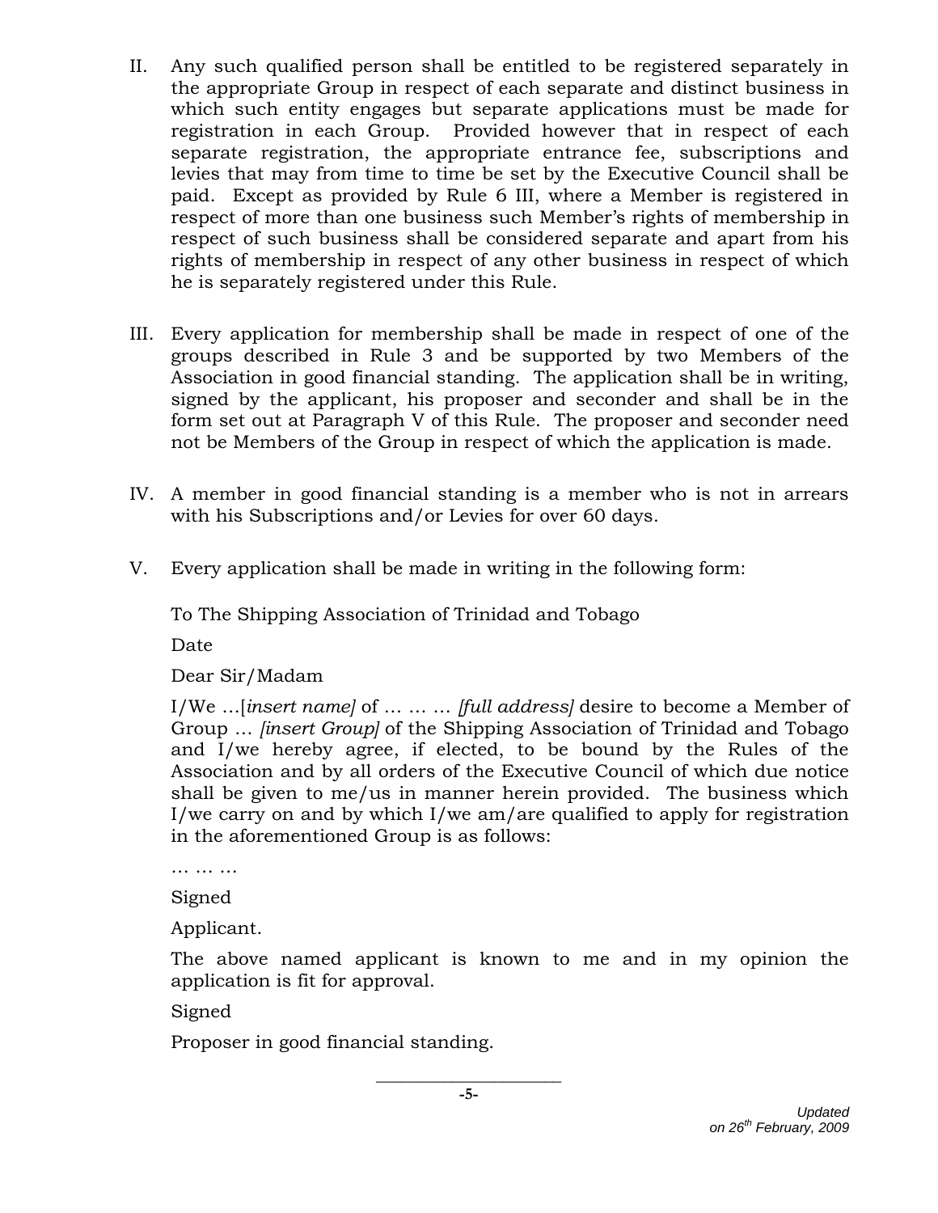II. Any such qualified person shall be entitled to be registered separately in the appropriate Group in respect of each separate and distinct business in which such entity engages but separate applications must be made for registration in each Group. Provided however that in respect of each separate registration, the appropriate entrance fee, subscriptions and levies that may from time to time be set by the Executive Council shall be paid. Except as provided by Rule 6 III, where a Member is registered in respect of more than one business such Member's rights of membership in respect of such business shall be considered separate and apart from his rights of membership in respect of any other business in respect of which he is separately registered under this Rule.

III. Every application for membership shall be made in respect of one of the groups described in Rule 3 and be supported by two Members of the Association in good financial standing. The application shall be in writing, signed by the applicant, his proposer and seconder and shall be in the form set out at Paragraph V of this Rule. The proposer and seconder need not be Members of the Group in respect of which the application is made.

IV. A member in good financial standing is a member who is not in arrears with his Subscriptions and/or Levies for over 60 days.

V. Every application shall be made in writing in the following form:

   To The Shipping Association of Trinidad and Tobago

   Date

   Dear Sir/Madam

   I/We …[*insert name*] of … … … *[full address]* desire to become a Member of Group … *[insert Group]* of the Shipping Association of Trinidad and Tobago and I/we hereby agree, if elected, to be bound by the Rules of the Association and by all orders of the Executive Council of which due notice shall be given to me/us in manner herein provided. The business which I/we carry on and by which I/we am/are qualified to apply for registration in the aforementioned Group is as follows:

   … … …

   Signed

   Applicant.

   The above named applicant is known to me and in my opinion the application is fit for approval.

   Signed

   Proposer in good financial standing.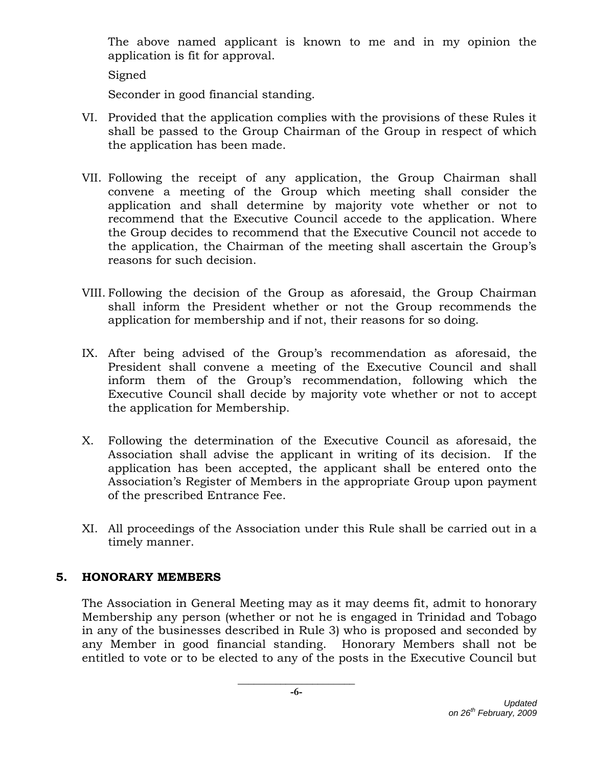The above named applicant is known to me and in my opinion the application is fit for approval.

Signed

Seconder in good financial standing.

VI. Provided that the application complies with the provisions of these Rules it shall be passed to the Group Chairman of the Group in respect of which the application has been made.

VII. Following the receipt of any application, the Group Chairman shall convene a meeting of the Group which meeting shall consider the application and shall determine by majority vote whether or not to recommend that the Executive Council accede to the application. Where the Group decides to recommend that the Executive Council not accede to the application, the Chairman of the meeting shall ascertain the Group's reasons for such decision.

VIII. Following the decision of the Group as aforesaid, the Group Chairman shall inform the President whether or not the Group recommends the application for membership and if not, their reasons for so doing.

IX. After being advised of the Group's recommendation as aforesaid, the President shall convene a meeting of the Executive Council and shall inform them of the Group's recommendation, following which the Executive Council shall decide by majority vote whether or not to accept the application for Membership.

X. Following the determination of the Executive Council as aforesaid, the Association shall advise the applicant in writing of its decision. If the application has been accepted, the applicant shall be entered onto the Association's Register of Members in the appropriate Group upon payment of the prescribed Entrance Fee.

XI. All proceedings of the Association under this Rule shall be carried out in a timely manner.

## 5. HONORARY MEMBERS

The Association in General Meeting may as it may deems fit, admit to honorary Membership any person (whether or not he is engaged in Trinidad and Tobago in any of the businesses described in Rule 3) who is proposed and seconded by any Member in good financial standing. Honorary Members shall not be entitled to vote or to be elected to any of the posts in the Executive Council but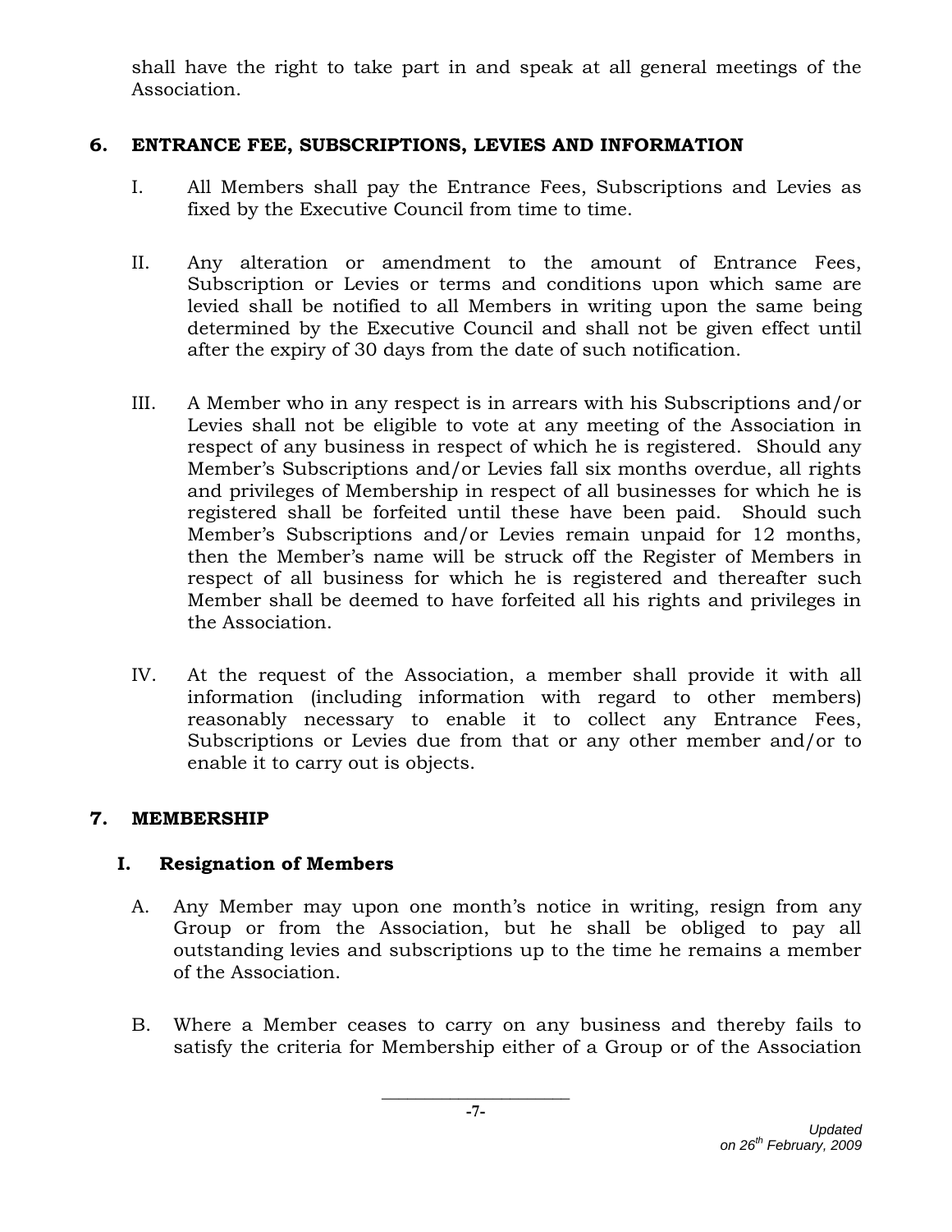shall have the right to take part in and speak at all general meetings of the Association.

## 6. ENTRANCE FEE, SUBSCRIPTIONS, LEVIES AND INFORMATION

I. All Members shall pay the Entrance Fees, Subscriptions and Levies as fixed by the Executive Council from time to time.

II. Any alteration or amendment to the amount of Entrance Fees, Subscription or Levies or terms and conditions upon which same are levied shall be notified to all Members in writing upon the same being determined by the Executive Council and shall not be given effect until after the expiry of 30 days from the date of such notification.

III. A Member who in any respect is in arrears with his Subscriptions and/or Levies shall not be eligible to vote at any meeting of the Association in respect of any business in respect of which he is registered. Should any Member's Subscriptions and/or Levies fall six months overdue, all rights and privileges of Membership in respect of all businesses for which he is registered shall be forfeited until these have been paid. Should such Member's Subscriptions and/or Levies remain unpaid for 12 months, then the Member's name will be struck off the Register of Members in respect of all business for which he is registered and thereafter such Member shall be deemed to have forfeited all his rights and privileges in the Association.

IV. At the request of the Association, a member shall provide it with all information (including information with regard to other members) reasonably necessary to enable it to collect any Entrance Fees, Subscriptions or Levies due from that or any other member and/or to enable it to carry out is objects.

## 7. MEMBERSHIP

### I. Resignation of Members

A. Any Member may upon one month's notice in writing, resign from any Group or from the Association, but he shall be obliged to pay all outstanding levies and subscriptions up to the time he remains a member of the Association.

B. Where a Member ceases to carry on any business and thereby fails to satisfy the criteria for Membership either of a Group or of the Association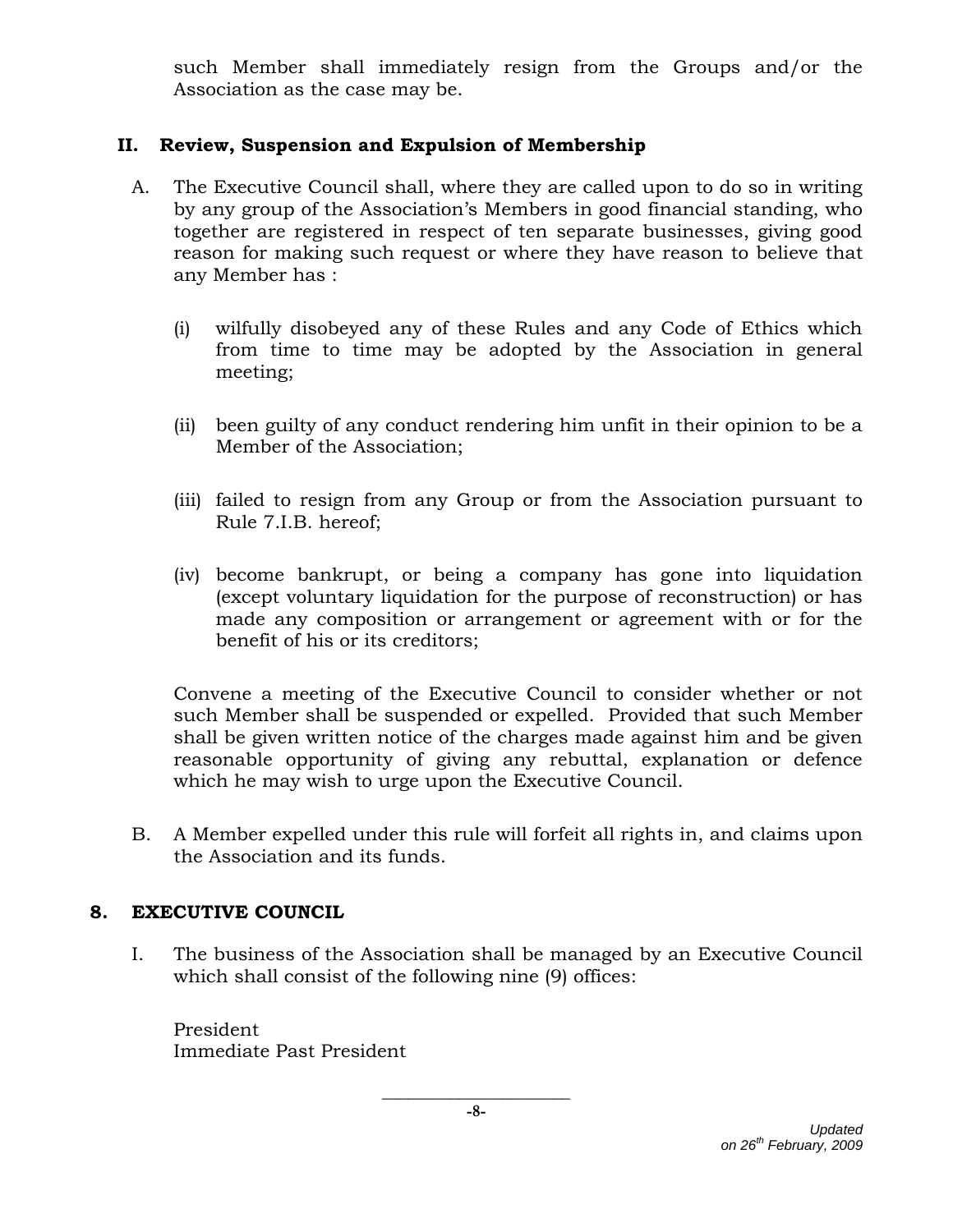such Member shall immediately resign from the Groups and/or the Association as the case may be.

### II. Review, Suspension and Expulsion of Membership

A. The Executive Council shall, where they are called upon to do so in writing by any group of the Association's Members in good financial standing, who together are registered in respect of ten separate businesses, giving good reason for making such request or where they have reason to believe that any Member has :

   (i) wilfully disobeyed any of these Rules and any Code of Ethics which from time to time may be adopted by the Association in general meeting;

   (ii) been guilty of any conduct rendering him unfit in their opinion to be a Member of the Association;

   (iii) failed to resign from any Group or from the Association pursuant to Rule 7.I.B. hereof;

   (iv) become bankrupt, or being a company has gone into liquidation (except voluntary liquidation for the purpose of reconstruction) or has made any composition or arrangement or agreement with or for the benefit of his or its creditors;

   Convene a meeting of the Executive Council to consider whether or not such Member shall be suspended or expelled. Provided that such Member shall be given written notice of the charges made against him and be given reasonable opportunity of giving any rebuttal, explanation or defence which he may wish to urge upon the Executive Council.

B. A Member expelled under this rule will forfeit all rights in, and claims upon the Association and its funds.

## 8. EXECUTIVE COUNCIL

I. The business of the Association shall be managed by an Executive Council which shall consist of the following nine (9) offices:

   President
   Immediate Past President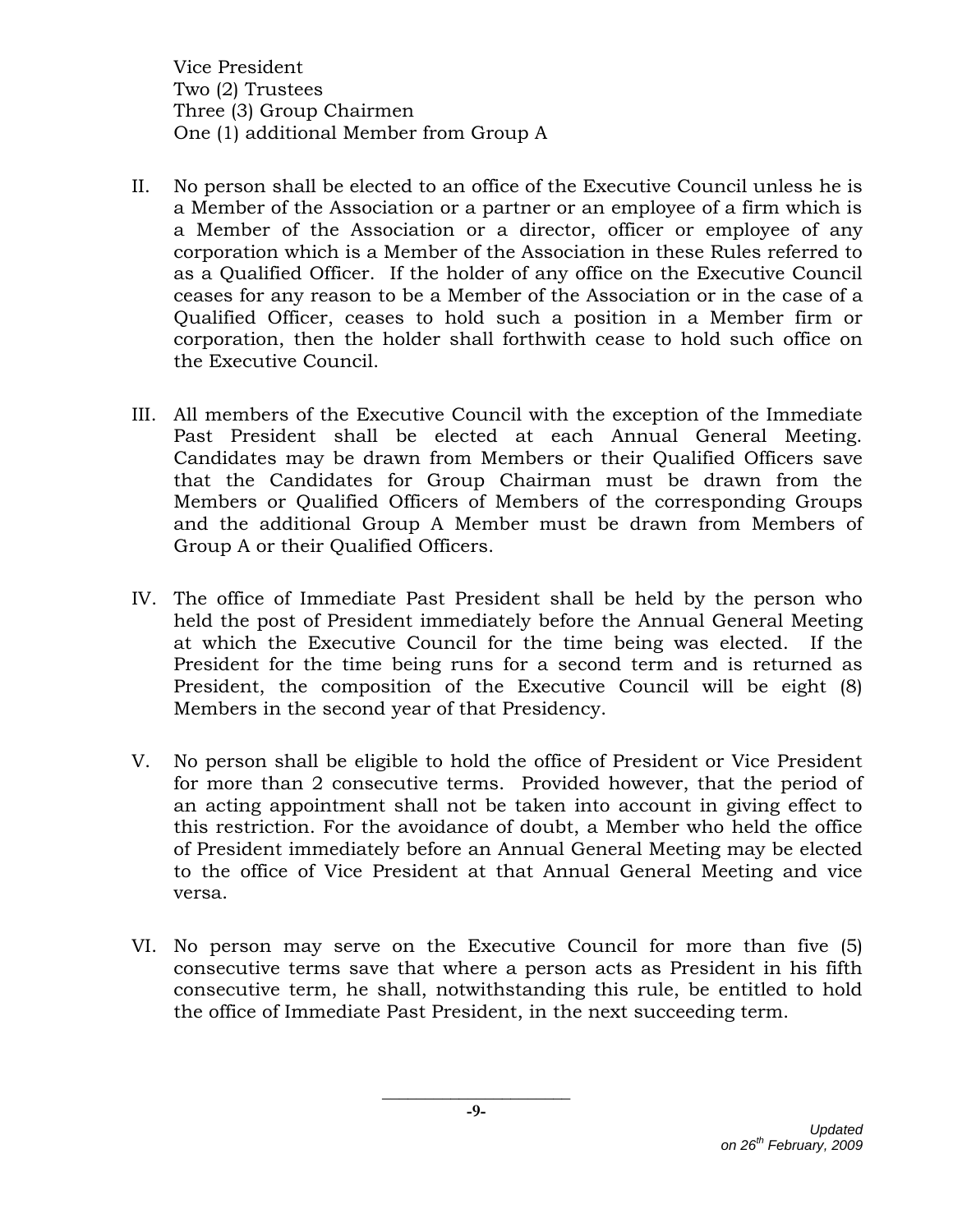Vice President
Two (2) Trustees
Three (3) Group Chairmen
One (1) additional Member from Group A

II. No person shall be elected to an office of the Executive Council unless he is a Member of the Association or a partner or an employee of a firm which is a Member of the Association or a director, officer or employee of any corporation which is a Member of the Association in these Rules referred to as a Qualified Officer. If the holder of any office on the Executive Council ceases for any reason to be a Member of the Association or in the case of a Qualified Officer, ceases to hold such a position in a Member firm or corporation, then the holder shall forthwith cease to hold such office on the Executive Council.

III. All members of the Executive Council with the exception of the Immediate Past President shall be elected at each Annual General Meeting. Candidates may be drawn from Members or their Qualified Officers save that the Candidates for Group Chairman must be drawn from the Members or Qualified Officers of Members of the corresponding Groups and the additional Group A Member must be drawn from Members of Group A or their Qualified Officers.

IV. The office of Immediate Past President shall be held by the person who held the post of President immediately before the Annual General Meeting at which the Executive Council for the time being was elected. If the President for the time being runs for a second term and is returned as President, the composition of the Executive Council will be eight (8) Members in the second year of that Presidency.

V. No person shall be eligible to hold the office of President or Vice President for more than 2 consecutive terms. Provided however, that the period of an acting appointment shall not be taken into account in giving effect to this restriction. For the avoidance of doubt, a Member who held the office of President immediately before an Annual General Meeting may be elected to the office of Vice President at that Annual General Meeting and vice versa.

VI. No person may serve on the Executive Council for more than five (5) consecutive terms save that where a person acts as President in his fifth consecutive term, he shall, notwithstanding this rule, be entitled to hold the office of Immediate Past President, in the next succeeding term.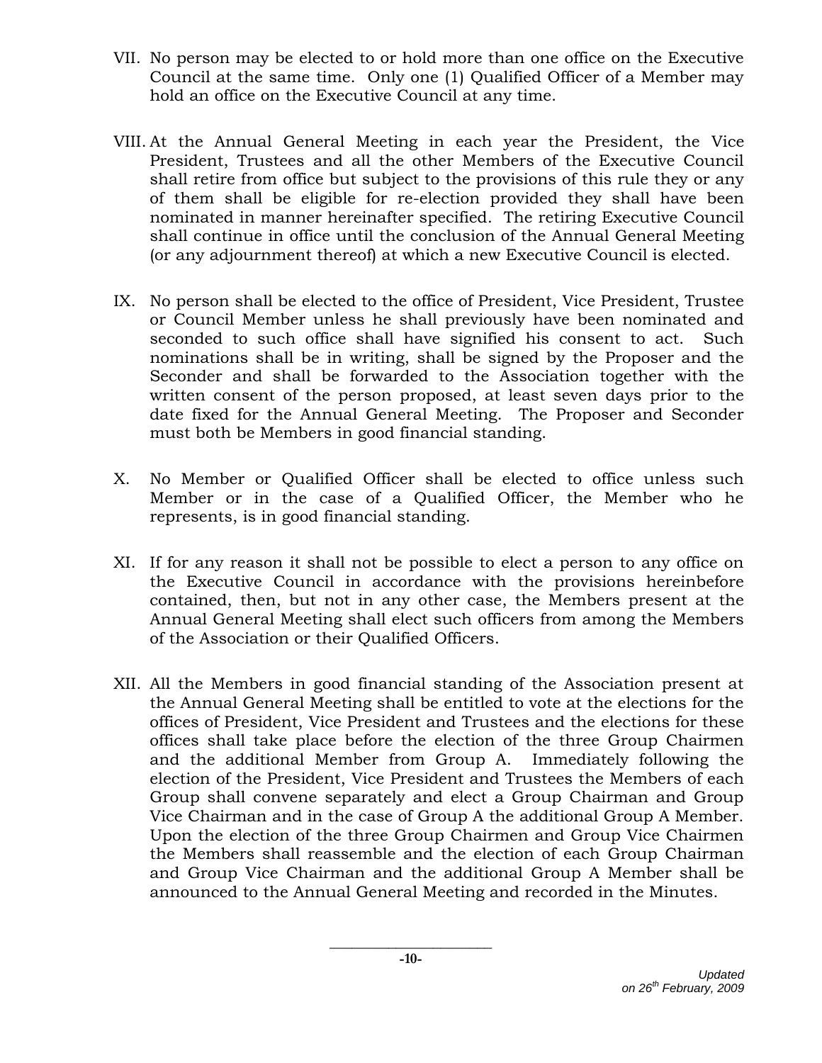VII. No person may be elected to or hold more than one office on the Executive Council at the same time. Only one (1) Qualified Officer of a Member may hold an office on the Executive Council at any time.

VIII. At the Annual General Meeting in each year the President, the Vice President, Trustees and all the other Members of the Executive Council shall retire from office but subject to the provisions of this rule they or any of them shall be eligible for re-election provided they shall have been nominated in manner hereinafter specified. The retiring Executive Council shall continue in office until the conclusion of the Annual General Meeting (or any adjournment thereof) at which a new Executive Council is elected.

IX. No person shall be elected to the office of President, Vice President, Trustee or Council Member unless he shall previously have been nominated and seconded to such office shall have signified his consent to act. Such nominations shall be in writing, shall be signed by the Proposer and the Seconder and shall be forwarded to the Association together with the written consent of the person proposed, at least seven days prior to the date fixed for the Annual General Meeting. The Proposer and Seconder must both be Members in good financial standing.

X. No Member or Qualified Officer shall be elected to office unless such Member or in the case of a Qualified Officer, the Member who he represents, is in good financial standing.

XI. If for any reason it shall not be possible to elect a person to any office on the Executive Council in accordance with the provisions hereinbefore contained, then, but not in any other case, the Members present at the Annual General Meeting shall elect such officers from among the Members of the Association or their Qualified Officers.

XII. All the Members in good financial standing of the Association present at the Annual General Meeting shall be entitled to vote at the elections for the offices of President, Vice President and Trustees and the elections for these offices shall take place before the election of the three Group Chairmen and the additional Member from Group A. Immediately following the election of the President, Vice President and Trustees the Members of each Group shall convene separately and elect a Group Chairman and Group Vice Chairman and in the case of Group A the additional Group A Member. Upon the election of the three Group Chairmen and Group Vice Chairmen the Members shall reassemble and the election of each Group Chairman and Group Vice Chairman and the additional Group A Member shall be announced to the Annual General Meeting and recorded in the Minutes.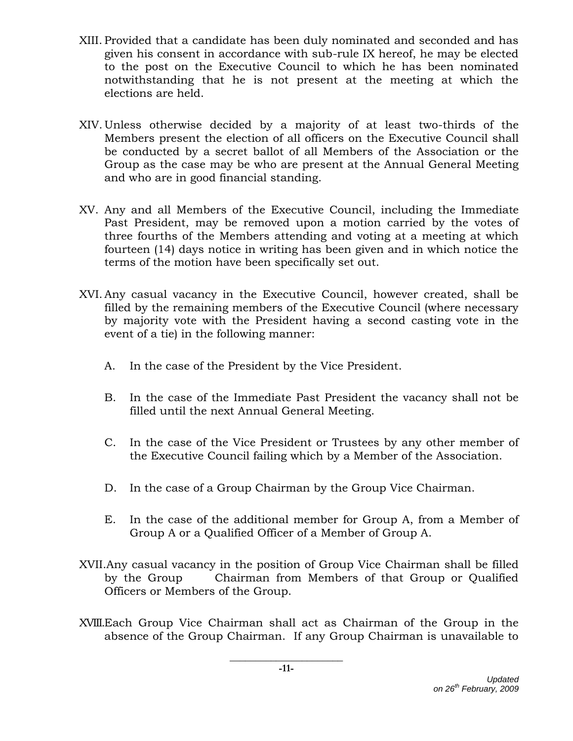XIII. Provided that a candidate has been duly nominated and seconded and has given his consent in accordance with sub-rule IX hereof, he may be elected to the post on the Executive Council to which he has been nominated notwithstanding that he is not present at the meeting at which the elections are held.

XIV. Unless otherwise decided by a majority of at least two-thirds of the Members present the election of all officers on the Executive Council shall be conducted by a secret ballot of all Members of the Association or the Group as the case may be who are present at the Annual General Meeting and who are in good financial standing.

XV. Any and all Members of the Executive Council, including the Immediate Past President, may be removed upon a motion carried by the votes of three fourths of the Members attending and voting at a meeting at which fourteen (14) days notice in writing has been given and in which notice the terms of the motion have been specifically set out.

XVI. Any casual vacancy in the Executive Council, however created, shall be filled by the remaining members of the Executive Council (where necessary by majority vote with the President having a second casting vote in the event of a tie) in the following manner:

A. In the case of the President by the Vice President.

B. In the case of the Immediate Past President the vacancy shall not be filled until the next Annual General Meeting.

C. In the case of the Vice President or Trustees by any other member of the Executive Council failing which by a Member of the Association.

D. In the case of a Group Chairman by the Group Vice Chairman.

E. In the case of the additional member for Group A, from a Member of Group A or a Qualified Officer of a Member of Group A.

XVII. Any casual vacancy in the position of Group Vice Chairman shall be filled by the Group Chairman from Members of that Group or Qualified Officers or Members of the Group.

XVIII. Each Group Vice Chairman shall act as Chairman of the Group in the absence of the Group Chairman. If any Group Chairman is unavailable to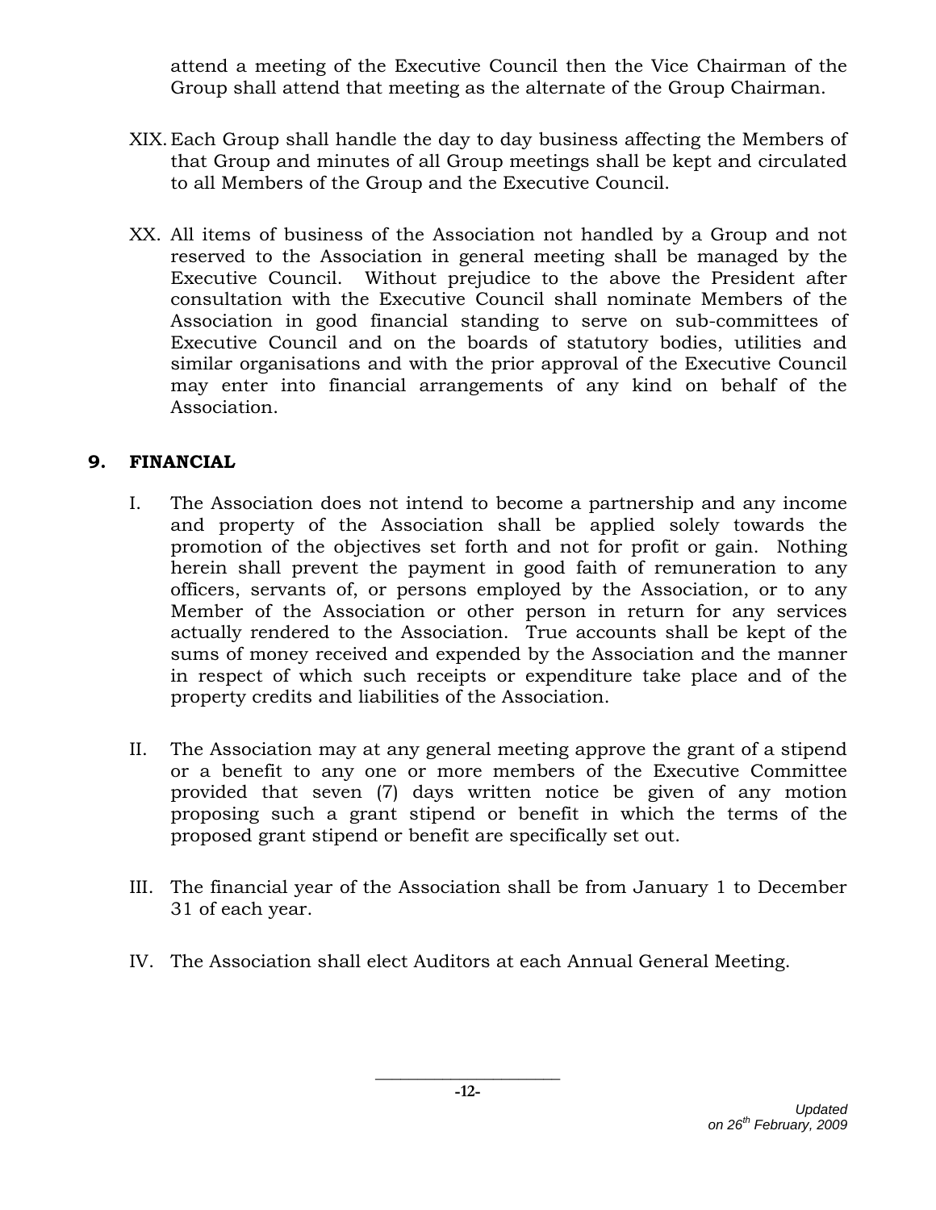attend a meeting of the Executive Council then the Vice Chairman of the Group shall attend that meeting as the alternate of the Group Chairman.

XIX. Each Group shall handle the day to day business affecting the Members of that Group and minutes of all Group meetings shall be kept and circulated to all Members of the Group and the Executive Council.

XX. All items of business of the Association not handled by a Group and not reserved to the Association in general meeting shall be managed by the Executive Council. Without prejudice to the above the President after consultation with the Executive Council shall nominate Members of the Association in good financial standing to serve on sub-committees of Executive Council and on the boards of statutory bodies, utilities and similar organisations and with the prior approval of the Executive Council may enter into financial arrangements of any kind on behalf of the Association.

## 9. FINANCIAL

I. The Association does not intend to become a partnership and any income and property of the Association shall be applied solely towards the promotion of the objectives set forth and not for profit or gain. Nothing herein shall prevent the payment in good faith of remuneration to any officers, servants of, or persons employed by the Association, or to any Member of the Association or other person in return for any services actually rendered to the Association. True accounts shall be kept of the sums of money received and expended by the Association and the manner in respect of which such receipts or expenditure take place and of the property credits and liabilities of the Association.

II. The Association may at any general meeting approve the grant of a stipend or a benefit to any one or more members of the Executive Committee provided that seven (7) days written notice be given of any motion proposing such a grant stipend or benefit in which the terms of the proposed grant stipend or benefit are specifically set out.

III. The financial year of the Association shall be from January 1 to December 31 of each year.

IV. The Association shall elect Auditors at each Annual General Meeting.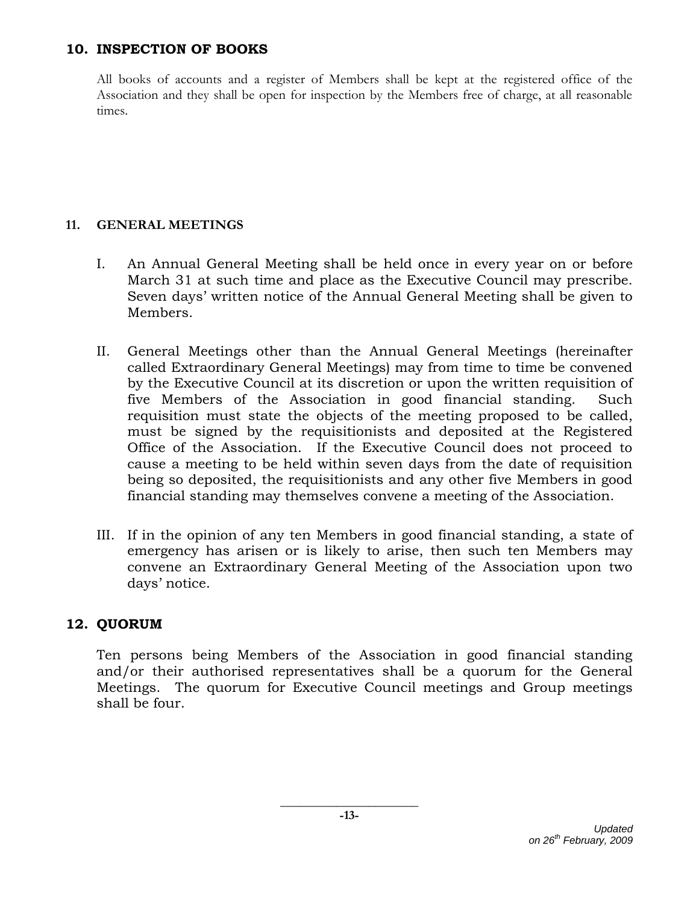## 10. INSPECTION OF BOOKS

All books of accounts and a register of Members shall be kept at the registered office of the Association and they shall be open for inspection by the Members free of charge, at all reasonable times.

## 11. GENERAL MEETINGS

I. An Annual General Meeting shall be held once in every year on or before March 31 at such time and place as the Executive Council may prescribe. Seven days' written notice of the Annual General Meeting shall be given to Members.

II. General Meetings other than the Annual General Meetings (hereinafter called Extraordinary General Meetings) may from time to time be convened by the Executive Council at its discretion or upon the written requisition of five Members of the Association in good financial standing. Such requisition must state the objects of the meeting proposed to be called, must be signed by the requisitionists and deposited at the Registered Office of the Association. If the Executive Council does not proceed to cause a meeting to be held within seven days from the date of requisition being so deposited, the requisitionists and any other five Members in good financial standing may themselves convene a meeting of the Association.

III. If in the opinion of any ten Members in good financial standing, a state of emergency has arisen or is likely to arise, then such ten Members may convene an Extraordinary General Meeting of the Association upon two days' notice.

## 12. QUORUM

Ten persons being Members of the Association in good financial standing and/or their authorised representatives shall be a quorum for the General Meetings. The quorum for Executive Council meetings and Group meetings shall be four.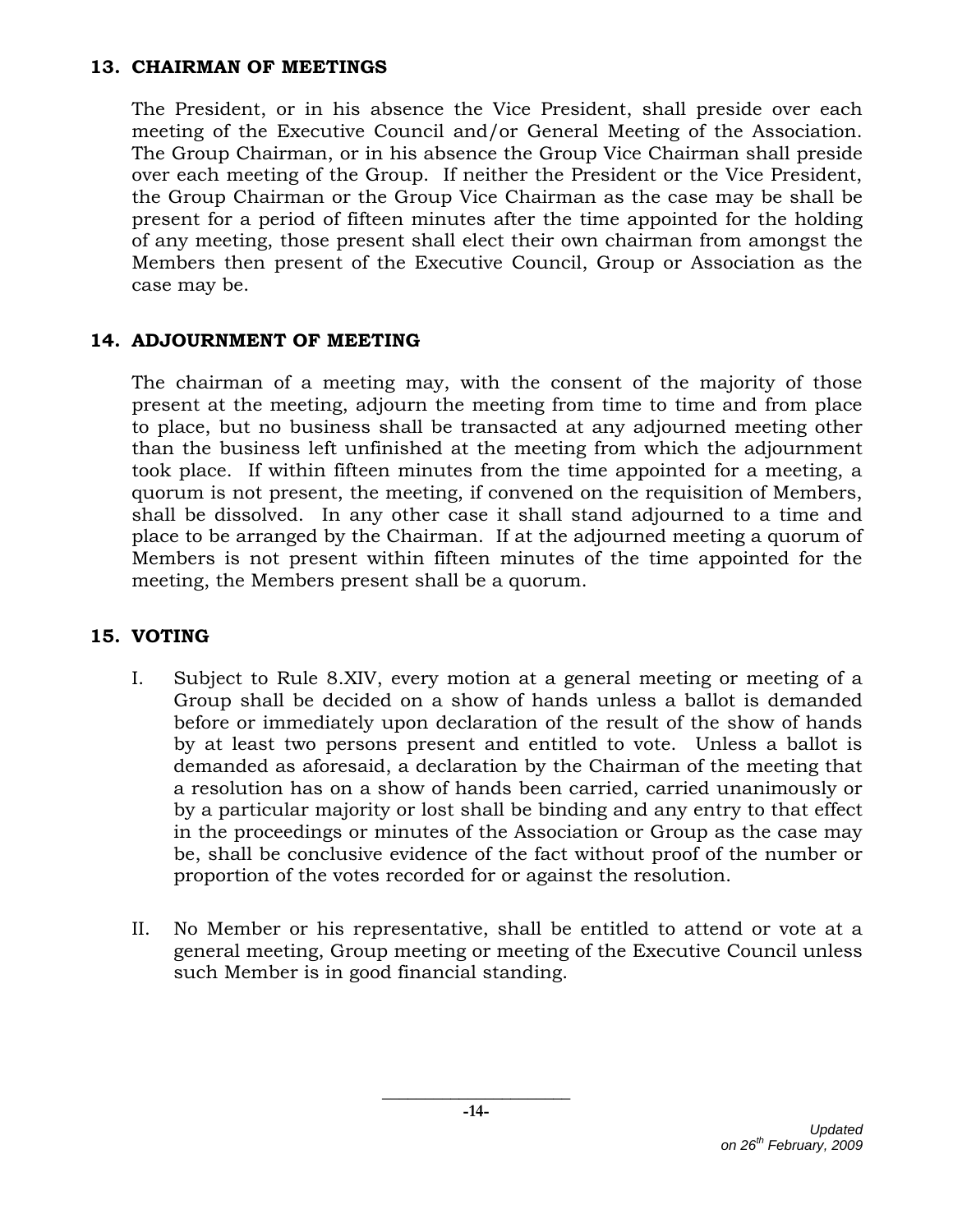## 13. CHAIRMAN OF MEETINGS

The President, or in his absence the Vice President, shall preside over each meeting of the Executive Council and/or General Meeting of the Association. The Group Chairman, or in his absence the Group Vice Chairman shall preside over each meeting of the Group. If neither the President or the Vice President, the Group Chairman or the Group Vice Chairman as the case may be shall be present for a period of fifteen minutes after the time appointed for the holding of any meeting, those present shall elect their own chairman from amongst the Members then present of the Executive Council, Group or Association as the case may be.

## 14. ADJOURNMENT OF MEETING

The chairman of a meeting may, with the consent of the majority of those present at the meeting, adjourn the meeting from time to time and from place to place, but no business shall be transacted at any adjourned meeting other than the business left unfinished at the meeting from which the adjournment took place. If within fifteen minutes from the time appointed for a meeting, a quorum is not present, the meeting, if convened on the requisition of Members, shall be dissolved. In any other case it shall stand adjourned to a time and place to be arranged by the Chairman. If at the adjourned meeting a quorum of Members is not present within fifteen minutes of the time appointed for the meeting, the Members present shall be a quorum.

## 15. VOTING

I. Subject to Rule 8.XIV, every motion at a general meeting or meeting of a Group shall be decided on a show of hands unless a ballot is demanded before or immediately upon declaration of the result of the show of hands by at least two persons present and entitled to vote. Unless a ballot is demanded as aforesaid, a declaration by the Chairman of the meeting that a resolution has on a show of hands been carried, carried unanimously or by a particular majority or lost shall be binding and any entry to that effect in the proceedings or minutes of the Association or Group as the case may be, shall be conclusive evidence of the fact without proof of the number or proportion of the votes recorded for or against the resolution.

II. No Member or his representative, shall be entitled to attend or vote at a general meeting, Group meeting or meeting of the Executive Council unless such Member is in good financial standing.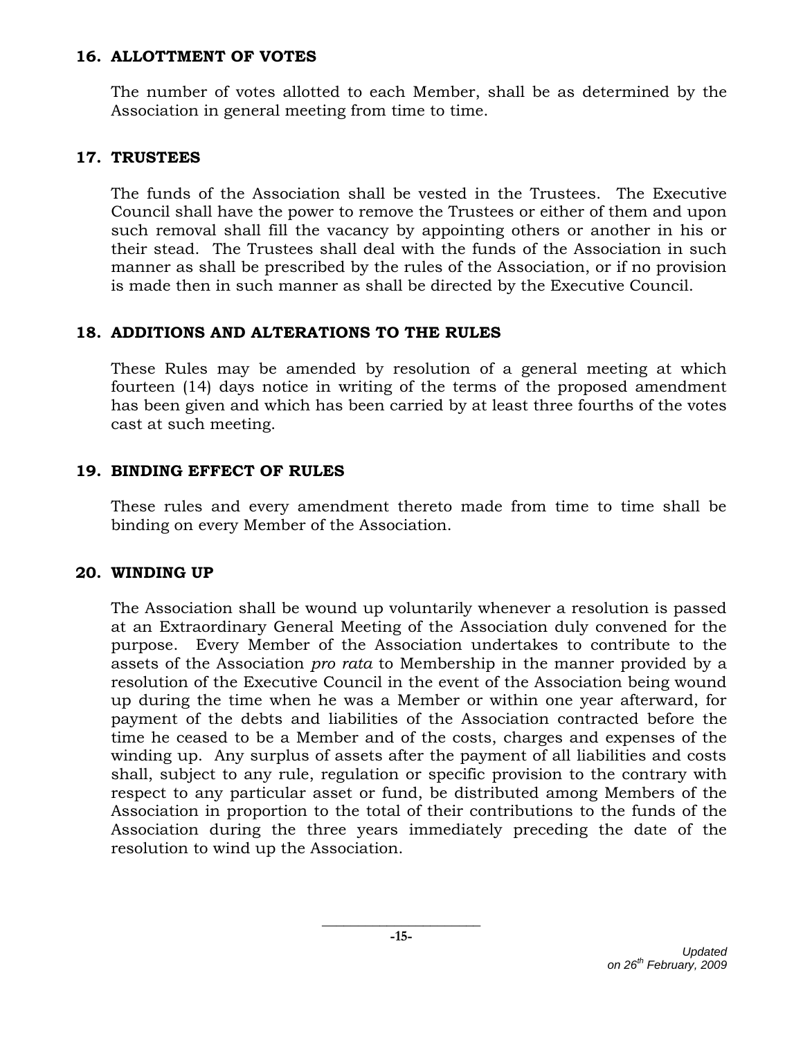## 16. ALLOTTMENT OF VOTES

The number of votes allotted to each Member, shall be as determined by the Association in general meeting from time to time.

## 17. TRUSTEES

The funds of the Association shall be vested in the Trustees. The Executive Council shall have the power to remove the Trustees or either of them and upon such removal shall fill the vacancy by appointing others or another in his or their stead. The Trustees shall deal with the funds of the Association in such manner as shall be prescribed by the rules of the Association, or if no provision is made then in such manner as shall be directed by the Executive Council.

## 18. ADDITIONS AND ALTERATIONS TO THE RULES

These Rules may be amended by resolution of a general meeting at which fourteen (14) days notice in writing of the terms of the proposed amendment has been given and which has been carried by at least three fourths of the votes cast at such meeting.

## 19. BINDING EFFECT OF RULES

These rules and every amendment thereto made from time to time shall be binding on every Member of the Association.

## 20. WINDING UP

The Association shall be wound up voluntarily whenever a resolution is passed at an Extraordinary General Meeting of the Association duly convened for the purpose. Every Member of the Association undertakes to contribute to the assets of the Association *pro rata* to Membership in the manner provided by a resolution of the Executive Council in the event of the Association being wound up during the time when he was a Member or within one year afterward, for payment of the debts and liabilities of the Association contracted before the time he ceased to be a Member and of the costs, charges and expenses of the winding up. Any surplus of assets after the payment of all liabilities and costs shall, subject to any rule, regulation or specific provision to the contrary with respect to any particular asset or fund, be distributed among Members of the Association in proportion to the total of their contributions to the funds of the Association during the three years immediately preceding the date of the resolution to wind up the Association.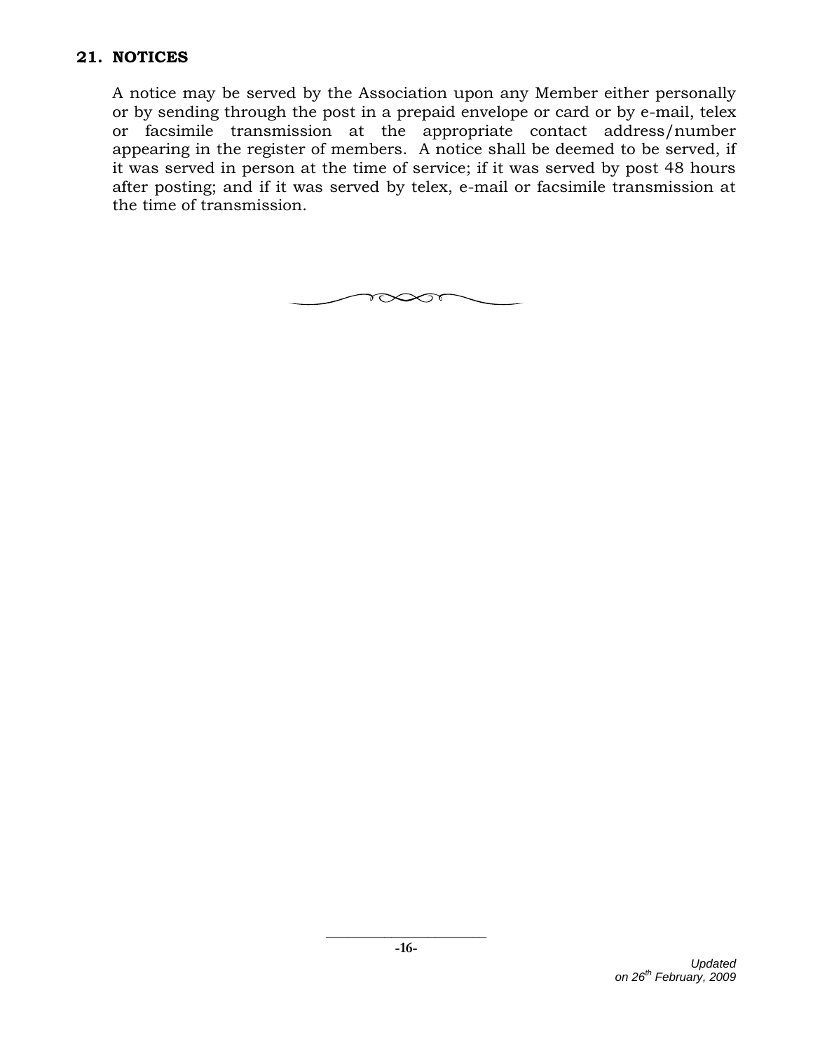## 21. NOTICES

A notice may be served by the Association upon any Member either personally or by sending through the post in a prepaid envelope or card or by e-mail, telex or facsimile transmission at the appropriate contact address/number appearing in the register of members. A notice shall be deemed to be served, if it was served in person at the time of service; if it was served by post 48 hours after posting; and if it was served by telex, e-mail or facsimile transmission at the time of transmission.